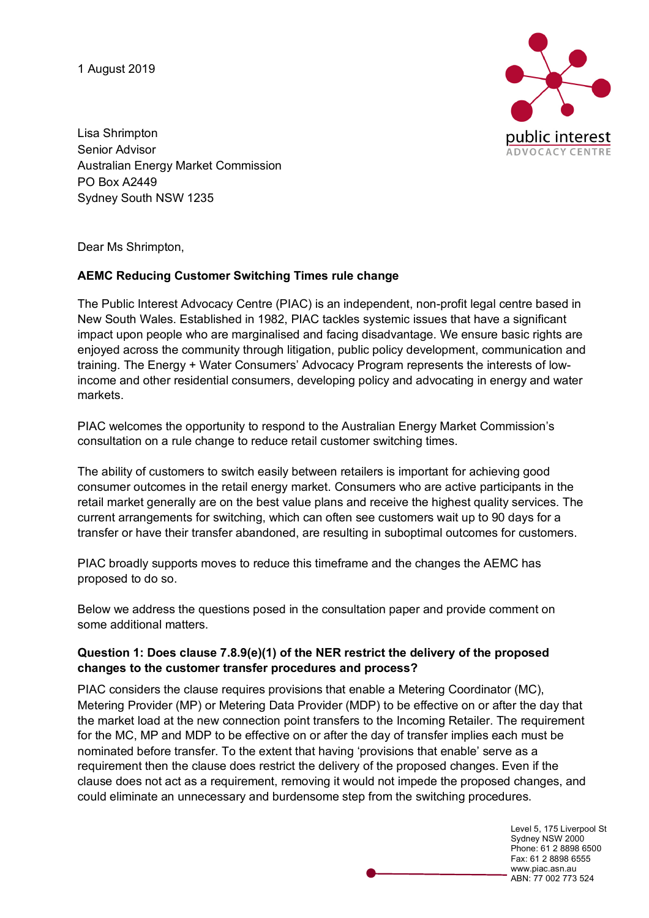1 August 2019

Lisa Shrimpton
Senior Advisor
Australian Energy Market Commission
PO Box A2449
Sydney South NSW 1235

Dear Ms Shrimpton,

**AEMC Reducing Customer Switching Times rule change**

The Public Interest Advocacy Centre (PIAC) is an independent, non-profit legal centre based in New South Wales. Established in 1982, PIAC tackles systemic issues that have a significant impact upon people who are marginalised and facing disadvantage. We ensure basic rights are enjoyed across the community through litigation, public policy development, communication and training. The Energy + Water Consumers' Advocacy Program represents the interests of low-income and other residential consumers, developing policy and advocating in energy and water markets.

PIAC welcomes the opportunity to respond to the Australian Energy Market Commission's consultation on a rule change to reduce retail customer switching times.

The ability of customers to switch easily between retailers is important for achieving good consumer outcomes in the retail energy market. Consumers who are active participants in the retail market generally are on the best value plans and receive the highest quality services. The current arrangements for switching, which can often see customers wait up to 90 days for a transfer or have their transfer abandoned, are resulting in suboptimal outcomes for customers.

PIAC broadly supports moves to reduce this timeframe and the changes the AEMC has proposed to do so.

Below we address the questions posed in the consultation paper and provide comment on some additional matters.

**Question 1: Does clause 7.8.9(e)(1) of the NER restrict the delivery of the proposed changes to the customer transfer procedures and process?**

PIAC considers the clause requires provisions that enable a Metering Coordinator (MC), Metering Provider (MP) or Metering Data Provider (MDP) to be effective on or after the day that the market load at the new connection point transfers to the Incoming Retailer. The requirement for the MC, MP and MDP to be effective on or after the day of transfer implies each must be nominated before transfer. To the extent that having 'provisions that enable' serve as a requirement then the clause does restrict the delivery of the proposed changes. Even if the clause does not act as a requirement, removing it would not impede the proposed changes, and could eliminate an unnecessary and burdensome step from the switching procedures.

Level 5, 175 Liverpool St
Sydney NSW 2000
Phone: 61 2 8898 6500
Fax: 61 2 8898 6555
www.piac.asn.au
ABN: 77 002 773 524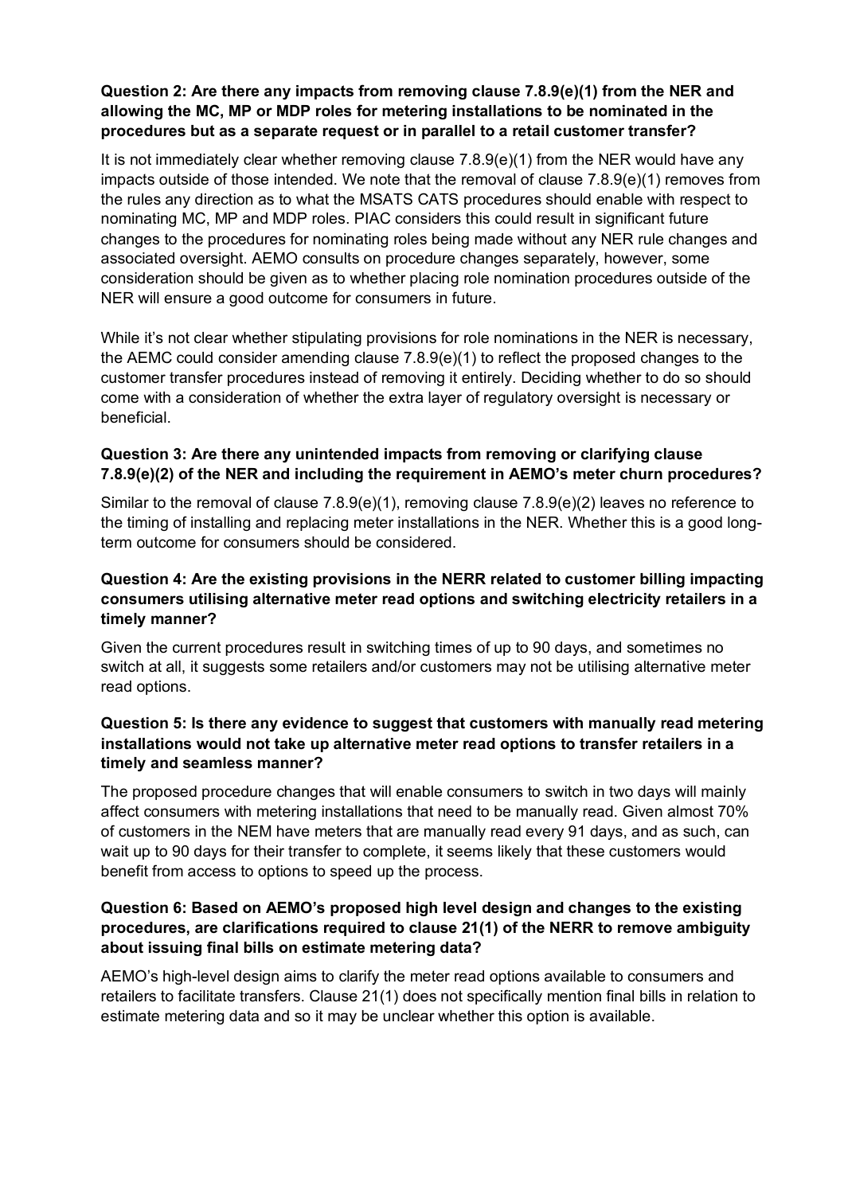**Question 2: Are there any impacts from removing clause 7.8.9(e)(1) from the NER and allowing the MC, MP or MDP roles for metering installations to be nominated in the procedures but as a separate request or in parallel to a retail customer transfer?**

It is not immediately clear whether removing clause 7.8.9(e)(1) from the NER would have any impacts outside of those intended. We note that the removal of clause 7.8.9(e)(1) removes from the rules any direction as to what the MSATS CATS procedures should enable with respect to nominating MC, MP and MDP roles. PIAC considers this could result in significant future changes to the procedures for nominating roles being made without any NER rule changes and associated oversight. AEMO consults on procedure changes separately, however, some consideration should be given as to whether placing role nomination procedures outside of the NER will ensure a good outcome for consumers in future.

While it's not clear whether stipulating provisions for role nominations in the NER is necessary, the AEMC could consider amending clause 7.8.9(e)(1) to reflect the proposed changes to the customer transfer procedures instead of removing it entirely. Deciding whether to do so should come with a consideration of whether the extra layer of regulatory oversight is necessary or beneficial.

**Question 3: Are there any unintended impacts from removing or clarifying clause 7.8.9(e)(2) of the NER and including the requirement in AEMO's meter churn procedures?**

Similar to the removal of clause 7.8.9(e)(1), removing clause 7.8.9(e)(2) leaves no reference to the timing of installing and replacing meter installations in the NER. Whether this is a good long-term outcome for consumers should be considered.

**Question 4: Are the existing provisions in the NERR related to customer billing impacting consumers utilising alternative meter read options and switching electricity retailers in a timely manner?**

Given the current procedures result in switching times of up to 90 days, and sometimes no switch at all, it suggests some retailers and/or customers may not be utilising alternative meter read options.

**Question 5: Is there any evidence to suggest that customers with manually read metering installations would not take up alternative meter read options to transfer retailers in a timely and seamless manner?**

The proposed procedure changes that will enable consumers to switch in two days will mainly affect consumers with metering installations that need to be manually read. Given almost 70% of customers in the NEM have meters that are manually read every 91 days, and as such, can wait up to 90 days for their transfer to complete, it seems likely that these customers would benefit from access to options to speed up the process.

**Question 6: Based on AEMO's proposed high level design and changes to the existing procedures, are clarifications required to clause 21(1) of the NERR to remove ambiguity about issuing final bills on estimate metering data?**

AEMO's high-level design aims to clarify the meter read options available to consumers and retailers to facilitate transfers. Clause 21(1) does not specifically mention final bills in relation to estimate metering data and so it may be unclear whether this option is available.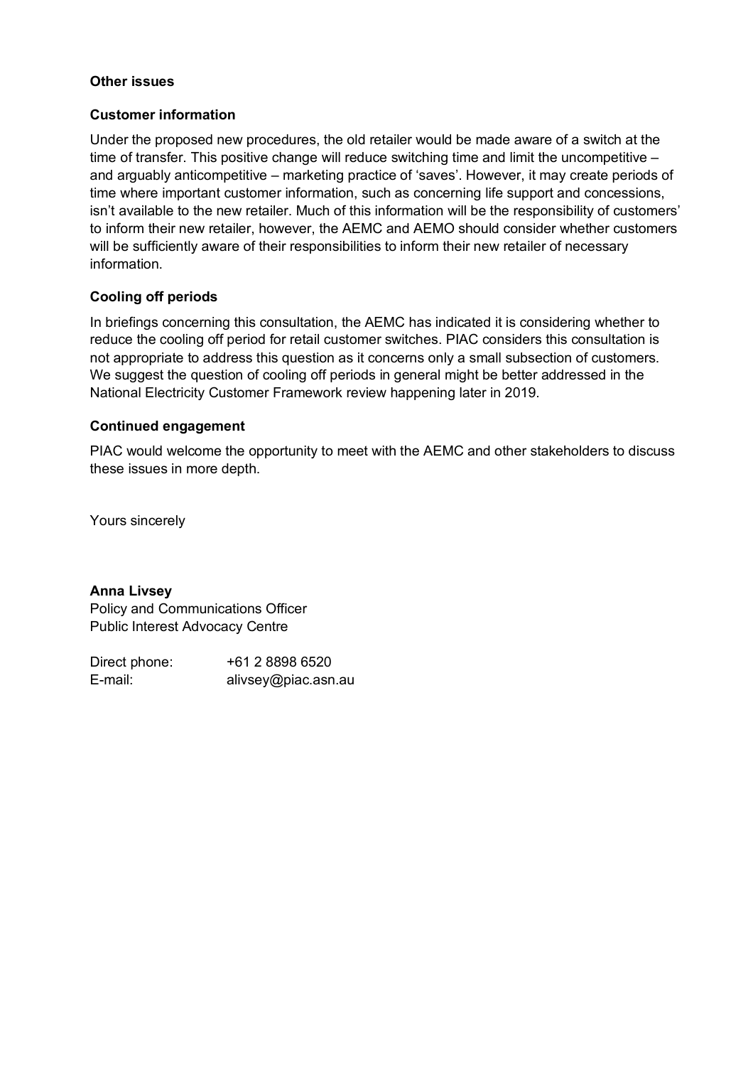**Other issues**

**Customer information**

Under the proposed new procedures, the old retailer would be made aware of a switch at the time of transfer. This positive change will reduce switching time and limit the uncompetitive – and arguably anticompetitive – marketing practice of 'saves'. However, it may create periods of time where important customer information, such as concerning life support and concessions, isn't available to the new retailer. Much of this information will be the responsibility of customers' to inform their new retailer, however, the AEMC and AEMO should consider whether customers will be sufficiently aware of their responsibilities to inform their new retailer of necessary information.

**Cooling off periods**

In briefings concerning this consultation, the AEMC has indicated it is considering whether to reduce the cooling off period for retail customer switches. PIAC considers this consultation is not appropriate to address this question as it concerns only a small subsection of customers. We suggest the question of cooling off periods in general might be better addressed in the National Electricity Customer Framework review happening later in 2019.

**Continued engagement**

PIAC would welcome the opportunity to meet with the AEMC and other stakeholders to discuss these issues in more depth.

Yours sincerely

**Anna Livsey**
Policy and Communications Officer
Public Interest Advocacy Centre

| | |
|---|---|
| Direct phone: | +61 2 8898 6520 |
| E-mail: | alivsey@piac.asn.au |